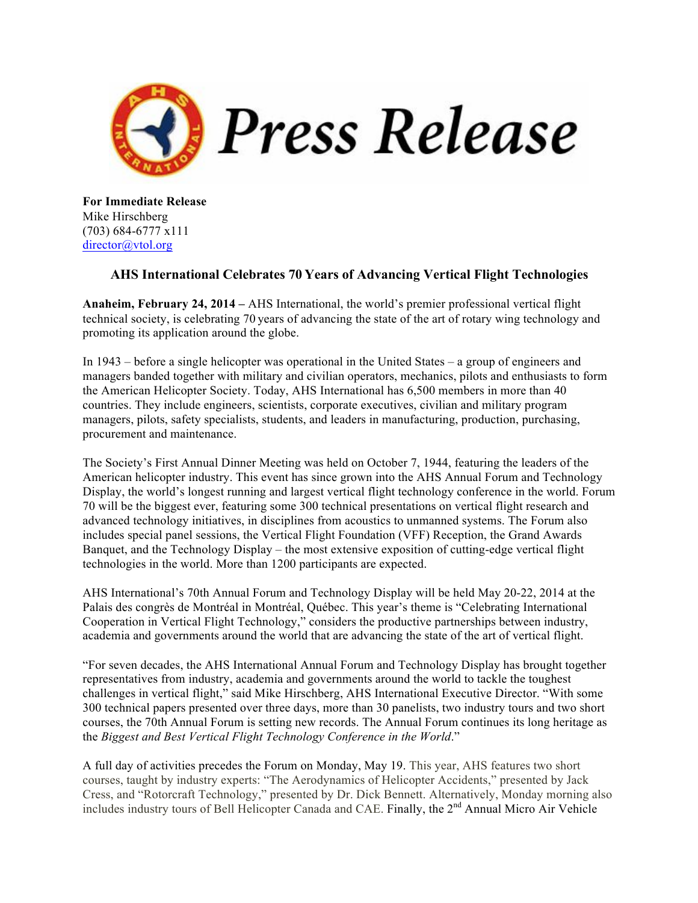# Press Release

**For Immediate Release**
Mike Hirschberg
(703) 684-6777 x111
director@vtol.org

## AHS International Celebrates 70 Years of Advancing Vertical Flight Technologies

**Anaheim, February 24, 2014 –** AHS International, the world's premier professional vertical flight technical society, is celebrating 70 years of advancing the state of the art of rotary wing technology and promoting its application around the globe.

In 1943 – before a single helicopter was operational in the United States – a group of engineers and managers banded together with military and civilian operators, mechanics, pilots and enthusiasts to form the American Helicopter Society. Today, AHS International has 6,500 members in more than 40 countries. They include engineers, scientists, corporate executives, civilian and military program managers, pilots, safety specialists, students, and leaders in manufacturing, production, purchasing, procurement and maintenance.

The Society's First Annual Dinner Meeting was held on October 7, 1944, featuring the leaders of the American helicopter industry. This event has since grown into the AHS Annual Forum and Technology Display, the world's longest running and largest vertical flight technology conference in the world. Forum 70 will be the biggest ever, featuring some 300 technical presentations on vertical flight research and advanced technology initiatives, in disciplines from acoustics to unmanned systems. The Forum also includes special panel sessions, the Vertical Flight Foundation (VFF) Reception, the Grand Awards Banquet, and the Technology Display – the most extensive exposition of cutting-edge vertical flight technologies in the world. More than 1200 participants are expected.

AHS International's 70th Annual Forum and Technology Display will be held May 20-22, 2014 at the Palais des congrès de Montréal in Montréal, Québec. This year's theme is "Celebrating International Cooperation in Vertical Flight Technology," considers the productive partnerships between industry, academia and governments around the world that are advancing the state of the art of vertical flight.

"For seven decades, the AHS International Annual Forum and Technology Display has brought together representatives from industry, academia and governments around the world to tackle the toughest challenges in vertical flight," said Mike Hirschberg, AHS International Executive Director. "With some 300 technical papers presented over three days, more than 30 panelists, two industry tours and two short courses, the 70th Annual Forum is setting new records. The Annual Forum continues its long heritage as the *Biggest and Best Vertical Flight Technology Conference in the World*."

A full day of activities precedes the Forum on Monday, May 19. This year, AHS features two short courses, taught by industry experts: "The Aerodynamics of Helicopter Accidents," presented by Jack Cress, and "Rotorcraft Technology," presented by Dr. Dick Bennett. Alternatively, Monday morning also includes industry tours of Bell Helicopter Canada and CAE. Finally, the 2nd Annual Micro Air Vehicle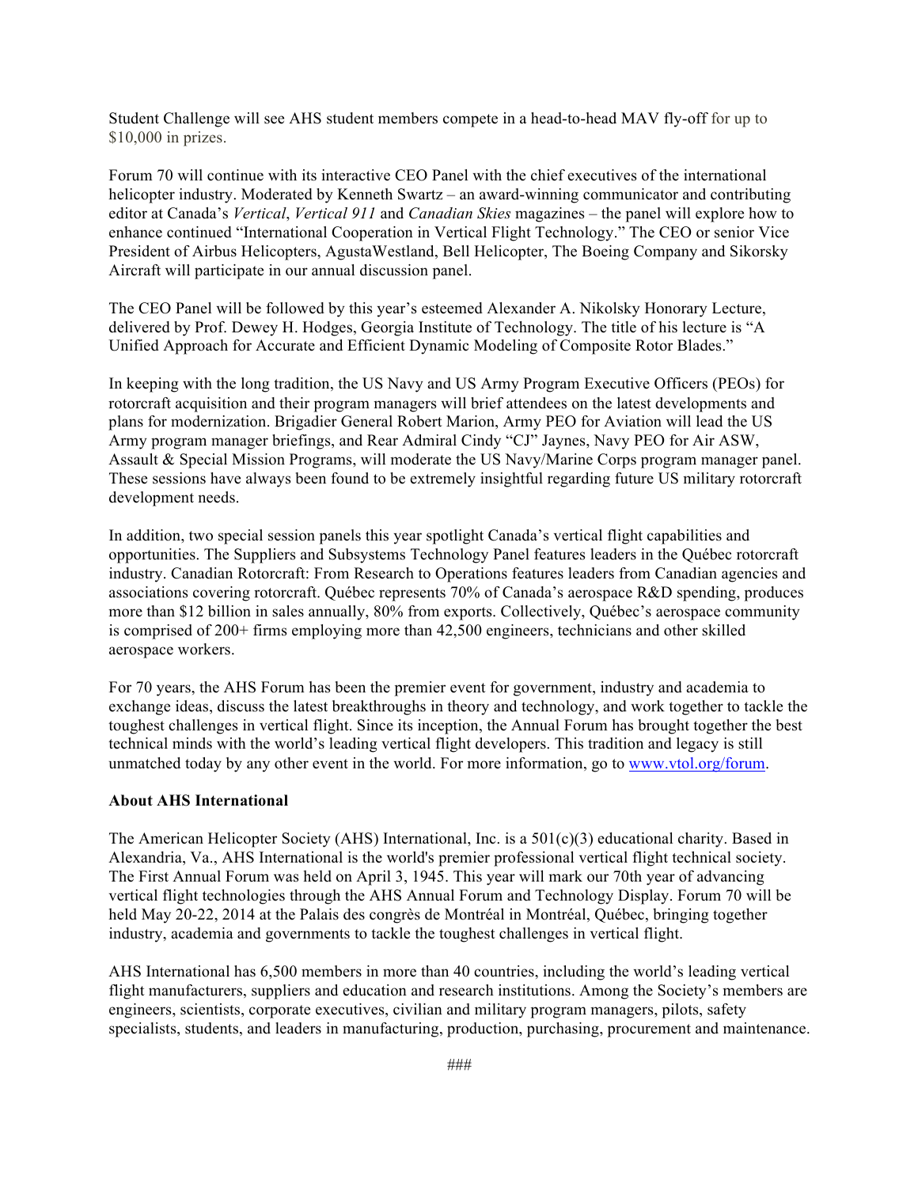Student Challenge will see AHS student members compete in a head-to-head MAV fly-off for up to $10,000 in prizes.

Forum 70 will continue with its interactive CEO Panel with the chief executives of the international helicopter industry. Moderated by Kenneth Swartz – an award-winning communicator and contributing editor at Canada's *Vertical*, *Vertical 911* and *Canadian Skies* magazines – the panel will explore how to enhance continued "International Cooperation in Vertical Flight Technology." The CEO or senior Vice President of Airbus Helicopters, AgustaWestland, Bell Helicopter, The Boeing Company and Sikorsky Aircraft will participate in our annual discussion panel.

The CEO Panel will be followed by this year's esteemed Alexander A. Nikolsky Honorary Lecture, delivered by Prof. Dewey H. Hodges, Georgia Institute of Technology. The title of his lecture is "A Unified Approach for Accurate and Efficient Dynamic Modeling of Composite Rotor Blades."

In keeping with the long tradition, the US Navy and US Army Program Executive Officers (PEOs) for rotorcraft acquisition and their program managers will brief attendees on the latest developments and plans for modernization. Brigadier General Robert Marion, Army PEO for Aviation will lead the US Army program manager briefings, and Rear Admiral Cindy "CJ" Jaynes, Navy PEO for Air ASW, Assault & Special Mission Programs, will moderate the US Navy/Marine Corps program manager panel. These sessions have always been found to be extremely insightful regarding future US military rotorcraft development needs.

In addition, two special session panels this year spotlight Canada's vertical flight capabilities and opportunities. The Suppliers and Subsystems Technology Panel features leaders in the Québec rotorcraft industry. Canadian Rotorcraft: From Research to Operations features leaders from Canadian agencies and associations covering rotorcraft. Québec represents 70% of Canada's aerospace R&D spending, produces more than $12 billion in sales annually, 80% from exports. Collectively, Québec's aerospace community is comprised of 200+ firms employing more than 42,500 engineers, technicians and other skilled aerospace workers.

For 70 years, the AHS Forum has been the premier event for government, industry and academia to exchange ideas, discuss the latest breakthroughs in theory and technology, and work together to tackle the toughest challenges in vertical flight. Since its inception, the Annual Forum has brought together the best technical minds with the world's leading vertical flight developers. This tradition and legacy is still unmatched today by any other event in the world. For more information, go to [www.vtol.org/forum](www.vtol.org/forum).

**About AHS International**

The American Helicopter Society (AHS) International, Inc. is a 501(c)(3) educational charity. Based in Alexandria, Va., AHS International is the world's premier professional vertical flight technical society. The First Annual Forum was held on April 3, 1945. This year will mark our 70th year of advancing vertical flight technologies through the AHS Annual Forum and Technology Display. Forum 70 will be held May 20-22, 2014 at the Palais des congrès de Montréal in Montréal, Québec, bringing together industry, academia and governments to tackle the toughest challenges in vertical flight.

AHS International has 6,500 members in more than 40 countries, including the world's leading vertical flight manufacturers, suppliers and education and research institutions. Among the Society's members are engineers, scientists, corporate executives, civilian and military program managers, pilots, safety specialists, students, and leaders in manufacturing, production, purchasing, procurement and maintenance.

###